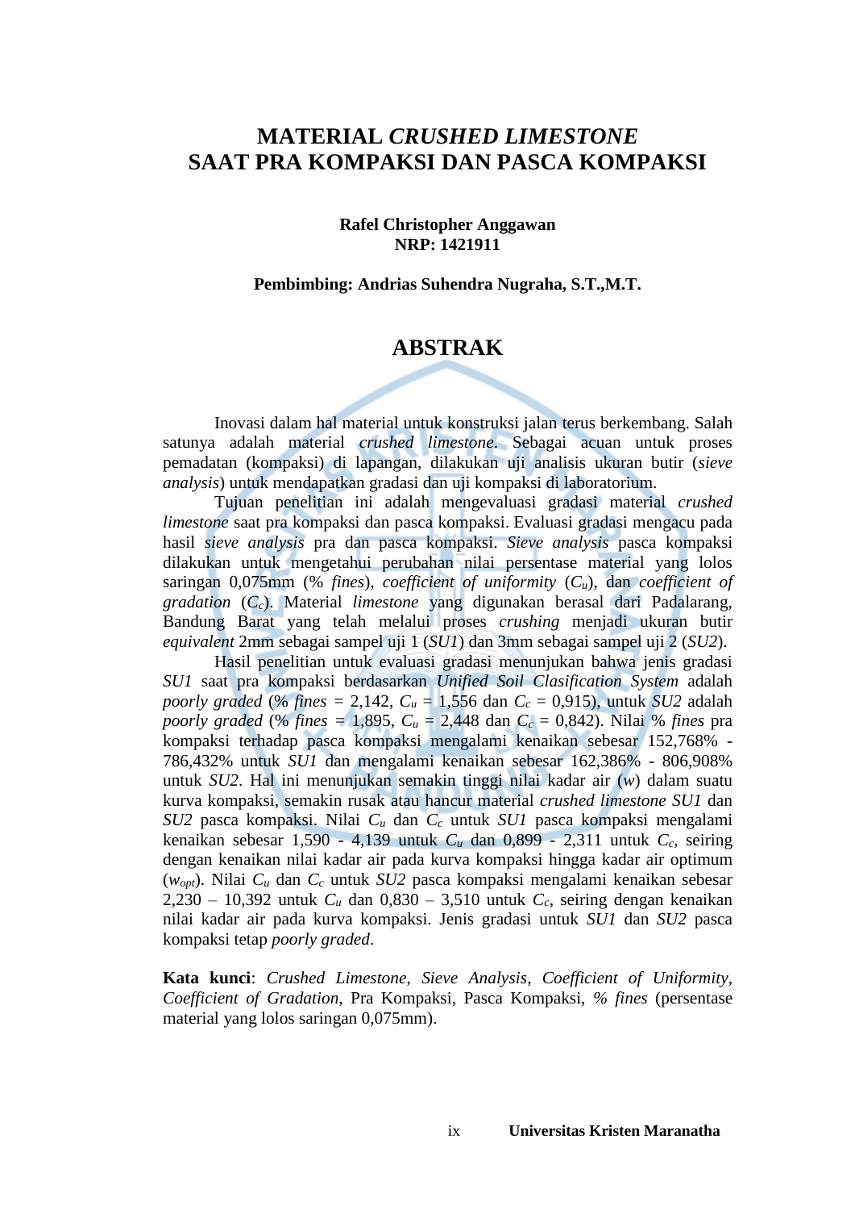# MATERIAL *CRUSHED LIMESTONE* SAAT PRA KOMPAKSI DAN PASCA KOMPAKSI

**Rafel Christopher Anggawan**
**NRP: 1421911**

**Pembimbing: Andrias Suhendra Nugraha, S.T.,M.T.**

## ABSTRAK

Inovasi dalam hal material untuk konstruksi jalan terus berkembang. Salah satunya adalah material *crushed limestone*. Sebagai acuan untuk proses pemadatan (kompaksi) di lapangan, dilakukan uji analisis ukuran butir (*sieve analysis*) untuk mendapatkan gradasi dan uji kompaksi di laboratorium.

Tujuan penelitian ini adalah mengevaluasi gradasi material *crushed limestone* saat pra kompaksi dan pasca kompaksi. Evaluasi gradasi mengacu pada hasil *sieve analysis* pra dan pasca kompaksi. *Sieve analysis* pasca kompaksi dilakukan untuk mengetahui perubahan nilai persentase material yang lolos saringan 0,075mm (% *fines*), *coefficient of uniformity* ($C_u$), dan *coefficient of gradation* ($C_c$). Material *limestone* yang digunakan berasal dari Padalarang, Bandung Barat yang telah melalui proses *crushing* menjadi ukuran butir *equivalent* 2mm sebagai sampel uji 1 (*SU1*) dan 3mm sebagai sampel uji 2 (*SU2*).

Hasil penelitian untuk evaluasi gradasi menunjukan bahwa jenis gradasi *SU1* saat pra kompaksi berdasarkan *Unified Soil Clasification System* adalah *poorly graded* (% *fines* = 2,142, $C_u$ = 1,556 dan $C_c$ = 0,915), untuk *SU2* adalah *poorly graded* (% *fines* = 1,895, $C_u$ = 2,448 dan $C_c$ = 0,842). Nilai % *fines* pra kompaksi terhadap pasca kompaksi mengalami kenaikan sebesar 152,768% - 786,432% untuk *SU1* dan mengalami kenaikan sebesar 162,386% - 806,908% untuk *SU2*. Hal ini menunjukan semakin tinggi nilai kadar air ($w$) dalam suatu kurva kompaksi, semakin rusak atau hancur material *crushed limestone SU1* dan *SU2* pasca kompaksi. Nilai $C_u$ dan $C_c$ untuk *SU1* pasca kompaksi mengalami kenaikan sebesar 1,590 - 4,139 untuk $C_u$ dan 0,899 - 2,311 untuk $C_c$, seiring dengan kenaikan nilai kadar air pada kurva kompaksi hingga kadar air optimum ($w_{opt}$). Nilai $C_u$ dan $C_c$ untuk *SU2* pasca kompaksi mengalami kenaikan sebesar 2,230 – 10,392 untuk $C_u$ dan 0,830 – 3,510 untuk $C_c$, seiring dengan kenaikan nilai kadar air pada kurva kompaksi. Jenis gradasi untuk *SU1* dan *SU2* pasca kompaksi tetap *poorly graded*.

**Kata kunci**: *Crushed Limestone*, *Sieve Analysis*, *Coefficient of Uniformity*, *Coefficient of Gradation*, Pra Kompaksi, Pasca Kompaksi, *% fines* (persentase material yang lolos saringan 0,075mm).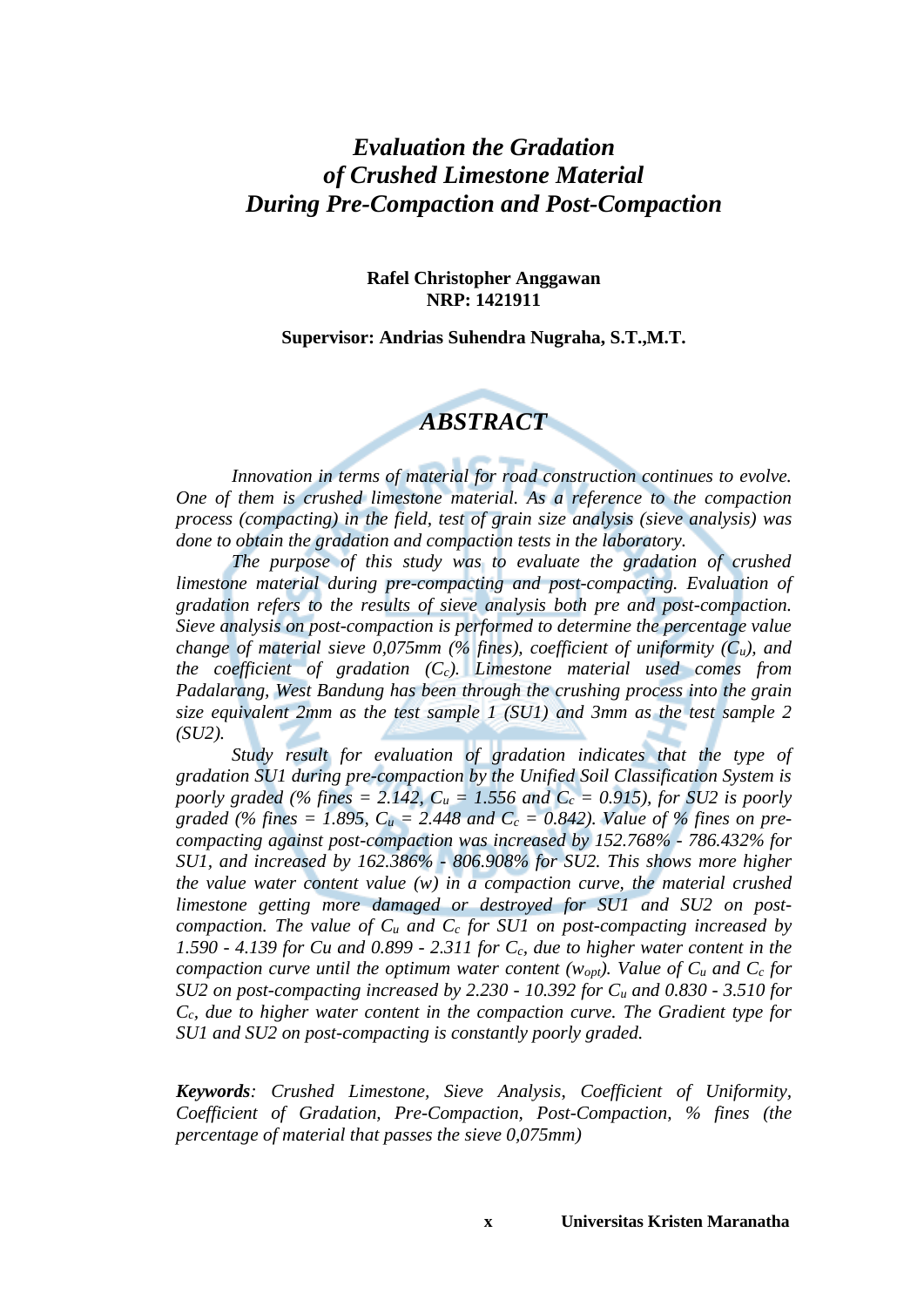# *Evaluation the Gradation of Crushed Limestone Material During Pre-Compaction and Post-Compaction*

**Rafel Christopher Anggawan**
**NRP: 1421911**

**Supervisor: Andrias Suhendra Nugraha, S.T.,M.T.**

## *ABSTRACT*

*Innovation in terms of material for road construction continues to evolve. One of them is crushed limestone material. As a reference to the compaction process (compacting) in the field, test of grain size analysis (sieve analysis) was done to obtain the gradation and compaction tests in the laboratory.*

*The purpose of this study was to evaluate the gradation of crushed limestone material during pre-compacting and post-compacting. Evaluation of gradation refers to the results of sieve analysis both pre and post-compaction. Sieve analysis on post-compaction is performed to determine the percentage value change of material sieve 0,075mm (% fines), coefficient of uniformity ($C_u$), and the coefficient of gradation ($C_c$). Limestone material used comes from Padalarang, West Bandung has been through the crushing process into the grain size equivalent 2mm as the test sample 1 (SU1) and 3mm as the test sample 2 (SU2).*

*Study result for evaluation of gradation indicates that the type of gradation SU1 during pre-compaction by the Unified Soil Classification System is poorly graded (% fines = 2.142, $C_u$ = 1.556 and $C_c$ = 0.915), for SU2 is poorly graded (% fines = 1.895, $C_u$ = 2.448 and $C_c$ = 0.842). Value of % fines on pre-compacting against post-compaction was increased by 152.768% - 786.432% for SU1, and increased by 162.386% - 806.908% for SU2. This shows more higher the value water content value (w) in a compaction curve, the material crushed limestone getting more damaged or destroyed for SU1 and SU2 on post-compaction. The value of $C_u$ and $C_c$ for SU1 on post-compacting increased by 1.590 - 4.139 for Cu and 0.899 - 2.311 for $C_c$, due to higher water content in the compaction curve until the optimum water content ($w_{opt}$). Value of $C_u$ and $C_c$ for SU2 on post-compacting increased by 2.230 - 10.392 for $C_u$ and 0.830 - 3.510 for $C_c$, due to higher water content in the compaction curve. The Gradient type for SU1 and SU2 on post-compacting is constantly poorly graded.*

***Keywords**: Crushed Limestone, Sieve Analysis, Coefficient of Uniformity, Coefficient of Gradation, Pre-Compaction, Post-Compaction, % fines (the percentage of material that passes the sieve 0,075mm)*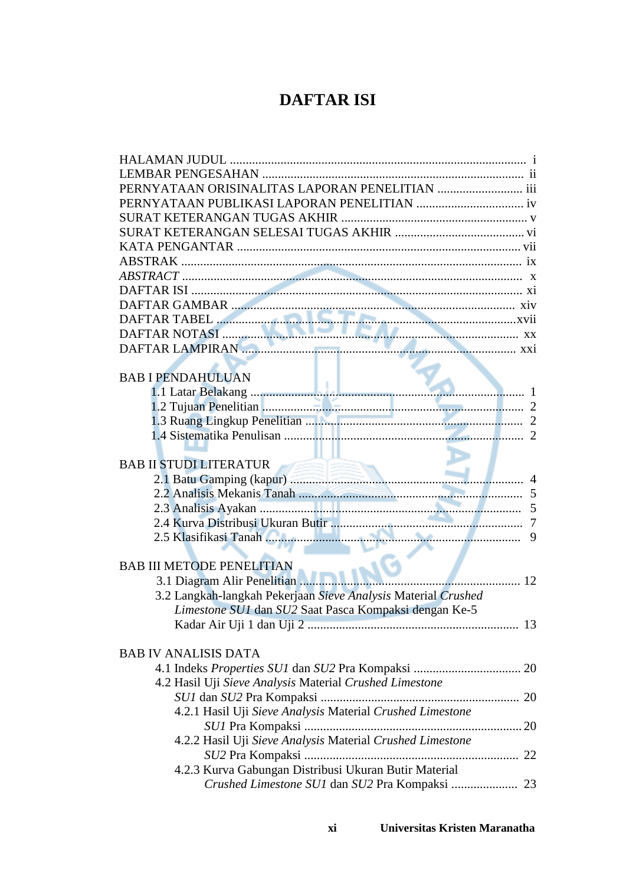# DAFTAR ISI

HALAMAN JUDUL .......... i
LEMBAR PENGESAHAN .......... ii
PERNYATAAN ORISINALITAS LAPORAN PENELITIAN .......... iii
PERNYATAAN PUBLIKASI LAPORAN PENELITIAN .......... iv
SURAT KETERANGAN TUGAS AKHIR .......... v
SURAT KETERANGAN SELESAI TUGAS AKHIR .......... vi
KATA PENGANTAR .......... vii
ABSTRAK .......... ix
*ABSTRACT* .......... x
DAFTAR ISI .......... xi
DAFTAR GAMBAR .......... xiv
DAFTAR TABEL .......... xvii
DAFTAR NOTASI .......... xx
DAFTAR LAMPIRAN .......... xxi

BAB I PENDAHULUAN
- 1.1 Latar Belakang .......... 1
- 1.2 Tujuan Penelitian .......... 2
- 1.3 Ruang Lingkup Penelitian .......... 2
- 1.4 Sistematika Penulisan .......... 2

BAB II STUDI LITERATUR
- 2.1 Batu Gamping (kapur) .......... 4
- 2.2 Analisis Mekanis Tanah .......... 5
- 2.3 Analisis Ayakan .......... 5
- 2.4 Kurva Distribusi Ukuran Butir .......... 7
- 2.5 Klasifikasi Tanah .......... 9

BAB III METODE PENELITIAN
- 3.1 Diagram Alir Penelitian .......... 12
- 3.2 Langkah-langkah Pekerjaan *Sieve Analysis* Material *Crushed Limestone SU1* dan *SU2* Saat Pasca Kompaksi dengan Ke-5 Kadar Air Uji 1 dan Uji 2 .......... 13

BAB IV ANALISIS DATA
- 4.1 Indeks *Properties SU1* dan *SU2* Pra Kompaksi .......... 20
- 4.2 Hasil Uji *Sieve Analysis* Material *Crushed Limestone SU1* dan *SU2* Pra Kompaksi .......... 20
  - 4.2.1 Hasil Uji *Sieve Analysis* Material *Crushed Limestone SU1* Pra Kompaksi .......... 20
  - 4.2.2 Hasil Uji *Sieve Analysis* Material *Crushed Limestone SU2* Pra Kompaksi .......... 22
  - 4.2.3 Kurva Gabungan Distribusi Ukuran Butir Material *Crushed Limestone SU1* dan *SU2* Pra Kompaksi .......... 23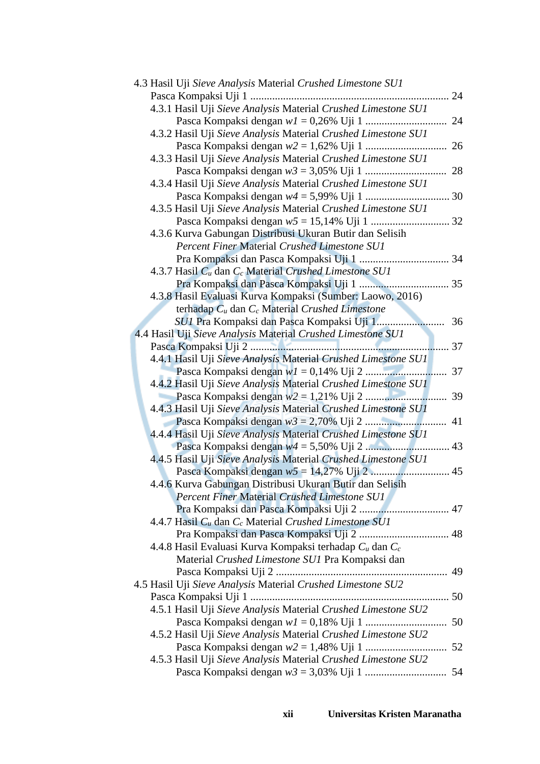4.3 Hasil Uji *Sieve Analysis* Material *Crushed Limestone SU1* Pasca Kompaksi Uji 1 ........................................................................ 24

4.3.1 Hasil Uji *Sieve Analysis* Material *Crushed Limestone SU1* Pasca Kompaksi dengan $w1$ = 0,26% Uji 1 ............................. 24

4.3.2 Hasil Uji *Sieve Analysis* Material *Crushed Limestone SU1* Pasca Kompaksi dengan $w2$ = 1,62% Uji 1 ............................. 26

4.3.3 Hasil Uji *Sieve Analysis* Material *Crushed Limestone SU1* Pasca Kompaksi dengan $w3$ = 3,05% Uji 1 ............................. 28

4.3.4 Hasil Uji *Sieve Analysis* Material *Crushed Limestone SU1* Pasca Kompaksi dengan $w4$ = 5,99% Uji 1 ............................. 30

4.3.5 Hasil Uji *Sieve Analysis* Material *Crushed Limestone SU1* Pasca Kompaksi dengan $w5$ = 15,14% Uji 1 ............................ 32

4.3.6 Kurva Gabungan Distribusi Ukuran Butir dan Selisih *Percent Finer* Material *Crushed Limestone SU1* Pra Kompaksi dan Pasca Kompaksi Uji 1 ................................ 34

4.3.7 Hasil $C_u$ dan $C_c$ Material *Crushed Limestone SU1* Pra Kompaksi dan Pasca Kompaksi Uji 1 ................................ 35

4.3.8 Hasil Evaluasi Kurva Kompaksi (Sumber: Laowo, 2016) terhadap $C_u$ dan $C_c$ Material *Crushed Limestone SU1* Pra Kompaksi dan Pasca Kompaksi Uji 1......................... 36

4.4 Hasil Uji *Sieve Analysis* Material *Crushed Limestone SU1* Pasca Kompaksi Uji 2 ........................................................................ 37

4.4.1 Hasil Uji *Sieve Analysis* Material *Crushed Limestone SU1* Pasca Kompaksi dengan $w1$ = 0,14% Uji 2 ............................. 37

4.4.2 Hasil Uji *Sieve Analysis* Material *Crushed Limestone SU1* Pasca Kompaksi dengan $w2$ = 1,21% Uji 2 ............................. 39

4.4.3 Hasil Uji *Sieve Analysis* Material *Crushed Limestone SU1* Pasca Kompaksi dengan $w3$ = 2,70% Uji 2 ............................. 41

4.4.4 Hasil Uji *Sieve Analysis* Material *Crushed Limestone SU1* Pasca Kompaksi dengan $w4$ = 5,50% Uji 2 ............................. 43

4.4.5 Hasil Uji *Sieve Analysis* Material *Crushed Limestone SU1* Pasca Kompaksi dengan $w5$ = 14,27% Uji 2 ............................ 45

4.4.6 Kurva Gabungan Distribusi Ukuran Butir dan Selisih *Percent Finer* Material *Crushed Limestone SU1* Pra Kompaksi dan Pasca Kompaksi Uji 2 ................................ 47

4.4.7 Hasil $C_u$ dan $C_c$ Material *Crushed Limestone SU1* Pra Kompaksi dan Pasca Kompaksi Uji 2 ................................ 48

4.4.8 Hasil Evaluasi Kurva Kompaksi terhadap $C_u$ dan $C_c$ Material *Crushed Limestone SU1* Pra Kompaksi dan Pasca Kompaksi Uji 2 .............................................................. 49

4.5 Hasil Uji *Sieve Analysis* Material *Crushed Limestone SU2* Pasca Kompaksi Uji 1 ........................................................................ 50

4.5.1 Hasil Uji *Sieve Analysis* Material *Crushed Limestone SU2* Pasca Kompaksi dengan $w1$ = 0,18% Uji 1 ............................. 50

4.5.2 Hasil Uji *Sieve Analysis* Material *Crushed Limestone SU2* Pasca Kompaksi dengan $w2$ = 1,48% Uji 1 ............................. 52

4.5.3 Hasil Uji *Sieve Analysis* Material *Crushed Limestone SU2* Pasca Kompaksi dengan $w3$ = 3,03% Uji 1 ............................. 54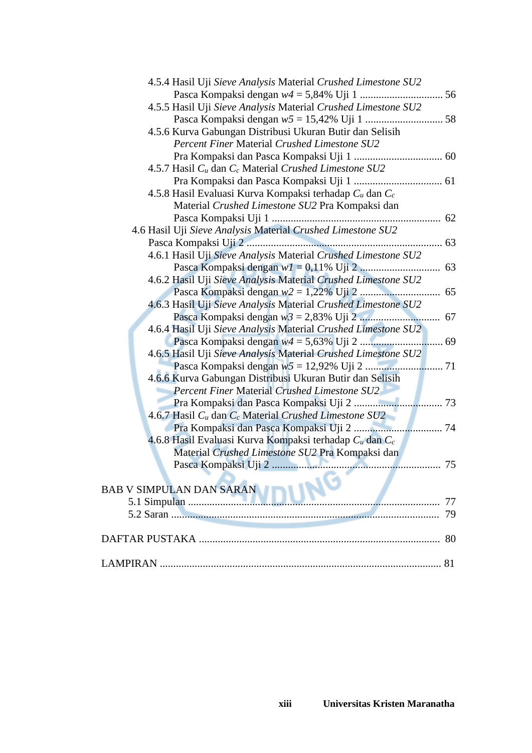4.5.4 Hasil Uji *Sieve Analysis* Material *Crushed Limestone SU2* Pasca Kompaksi dengan *w4* = 5,84% Uji 1 .............................. 56

4.5.5 Hasil Uji *Sieve Analysis* Material *Crushed Limestone SU2* Pasca Kompaksi dengan *w5* = 15,42% Uji 1 ............................ 58

4.5.6 Kurva Gabungan Distribusi Ukuran Butir dan Selisih *Percent Finer* Material *Crushed Limestone SU2* Pra Kompaksi dan Pasca Kompaksi Uji 1 ................................ 60

4.5.7 Hasil $C_u$ dan $C_c$ Material *Crushed Limestone SU2* Pra Kompaksi dan Pasca Kompaksi Uji 1 ................................ 61

4.5.8 Hasil Evaluasi Kurva Kompaksi terhadap $C_u$ dan $C_c$ Material *Crushed Limestone SU2* Pra Kompaksi dan Pasca Kompaksi Uji 1 .............................................................. 62

4.6 Hasil Uji *Sieve Analysis* Material *Crushed Limestone SU2* Pasca Kompaksi Uji 2 ........................................................................ 63

4.6.1 Hasil Uji *Sieve Analysis* Material *Crushed Limestone SU2* Pasca Kompaksi dengan *w1* = 0,11% Uji 2 ............................ 63

4.6.2 Hasil Uji *Sieve Analysis* Material *Crushed Limestone SU2* Pasca Kompaksi dengan *w2* = 1,22% Uji 2 ............................ 65

4.6.3 Hasil Uji *Sieve Analysis* Material *Crushed Limestone SU2* Pasca Kompaksi dengan *w3* = 2,83% Uji 2 ............................ 67

4.6.4 Hasil Uji *Sieve Analysis* Material *Crushed Limestone SU2* Pasca Kompaksi dengan *w4* = 5,63% Uji 2 .............................. 69

4.6.5 Hasil Uji *Sieve Analysis* Material *Crushed Limestone SU2* Pasca Kompaksi dengan *w5* = 12,92% Uji 2 ............................ 71

4.6.6 Kurva Gabungan Distribusi Ukuran Butir dan Selisih *Percent Finer* Material *Crushed Limestone SU2* Pra Kompaksi dan Pasca Kompaksi Uji 2 ................................ 73

4.6.7 Hasil $C_u$ dan $C_c$ Material *Crushed Limestone SU2* Pra Kompaksi dan Pasca Kompaksi Uji 2 ................................ 74

4.6.8 Hasil Evaluasi Kurva Kompaksi terhadap $C_u$ dan $C_c$ Material *Crushed Limestone SU2* Pra Kompaksi dan Pasca Kompaksi Uji 2 .............................................................. 75

BAB V SIMPULAN DAN SARAN

5.1 Simpulan ............................................................................................ 77

5.2 Saran .................................................................................................. 79

DAFTAR PUSTAKA ......................................................................................... 80

LAMPIRAN ....................................................................................................... 81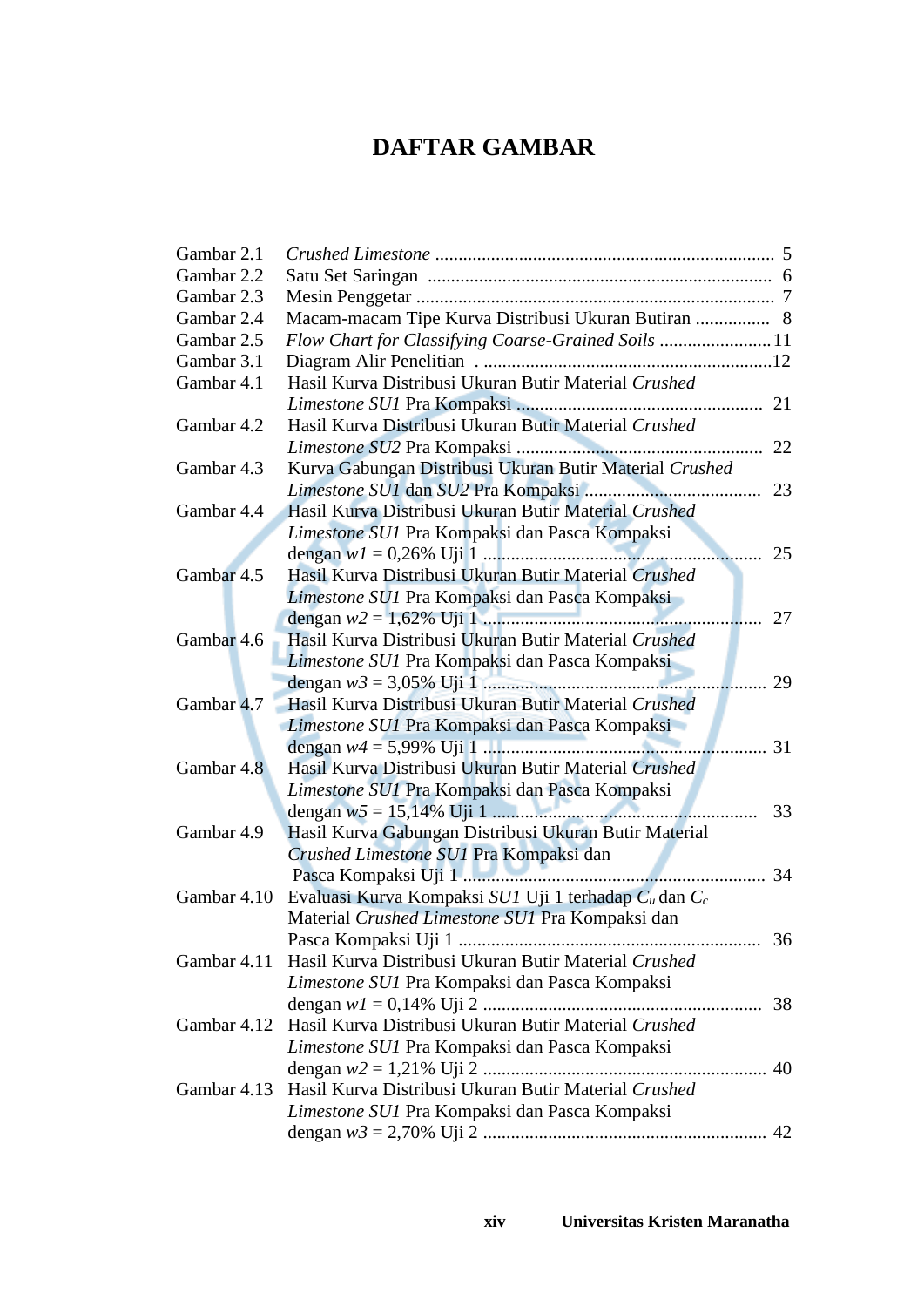# DAFTAR GAMBAR

| | | |
|---|---|---|
| Gambar 2.1 | *Crushed Limestone* | 5 |
| Gambar 2.2 | Satu Set Saringan | 6 |
| Gambar 2.3 | Mesin Penggetar | 7 |
| Gambar 2.4 | Macam-macam Tipe Kurva Distribusi Ukuran Butiran | 8 |
| Gambar 2.5 | *Flow Chart for Classifying Coarse-Grained Soils* | 11 |
| Gambar 3.1 | Diagram Alir Penelitian | 12 |
| Gambar 4.1 | Hasil Kurva Distribusi Ukuran Butir Material *Crushed Limestone SU1* Pra Kompaksi | 21 |
| Gambar 4.2 | Hasil Kurva Distribusi Ukuran Butir Material *Crushed Limestone SU2* Pra Kompaksi | 22 |
| Gambar 4.3 | Kurva Gabungan Distribusi Ukuran Butir Material *Crushed Limestone SU1* dan *SU2* Pra Kompaksi | 23 |
| Gambar 4.4 | Hasil Kurva Distribusi Ukuran Butir Material *Crushed Limestone SU1* Pra Kompaksi dan Pasca Kompaksi dengan $w1$ = 0,26% Uji 1 | 25 |
| Gambar 4.5 | Hasil Kurva Distribusi Ukuran Butir Material *Crushed Limestone SU1* Pra Kompaksi dan Pasca Kompaksi dengan $w2$ = 1,62% Uji 1 | 27 |
| Gambar 4.6 | Hasil Kurva Distribusi Ukuran Butir Material *Crushed Limestone SU1* Pra Kompaksi dan Pasca Kompaksi dengan $w3$ = 3,05% Uji 1 | 29 |
| Gambar 4.7 | Hasil Kurva Distribusi Ukuran Butir Material *Crushed Limestone SU1* Pra Kompaksi dan Pasca Kompaksi dengan $w4$ = 5,99% Uji 1 | 31 |
| Gambar 4.8 | Hasil Kurva Distribusi Ukuran Butir Material *Crushed Limestone SU1* Pra Kompaksi dan Pasca Kompaksi dengan $w5$ = 15,14% Uji 1 | 33 |
| Gambar 4.9 | Hasil Kurva Gabungan Distribusi Ukuran Butir Material *Crushed Limestone SU1* Pra Kompaksi dan Pasca Kompaksi Uji 1 | 34 |
| Gambar 4.10 | Evaluasi Kurva Kompaksi *SU1* Uji 1 terhadap $C_u$ dan $C_c$ Material *Crushed Limestone SU1* Pra Kompaksi dan Pasca Kompaksi Uji 1 | 36 |
| Gambar 4.11 | Hasil Kurva Distribusi Ukuran Butir Material *Crushed Limestone SU1* Pra Kompaksi dan Pasca Kompaksi dengan $w1$ = 0,14% Uji 2 | 38 |
| Gambar 4.12 | Hasil Kurva Distribusi Ukuran Butir Material *Crushed Limestone SU1* Pra Kompaksi dan Pasca Kompaksi dengan $w2$ = 1,21% Uji 2 | 40 |
| Gambar 4.13 | Hasil Kurva Distribusi Ukuran Butir Material *Crushed Limestone SU1* Pra Kompaksi dan Pasca Kompaksi dengan $w3$ = 2,70% Uji 2 | 42 |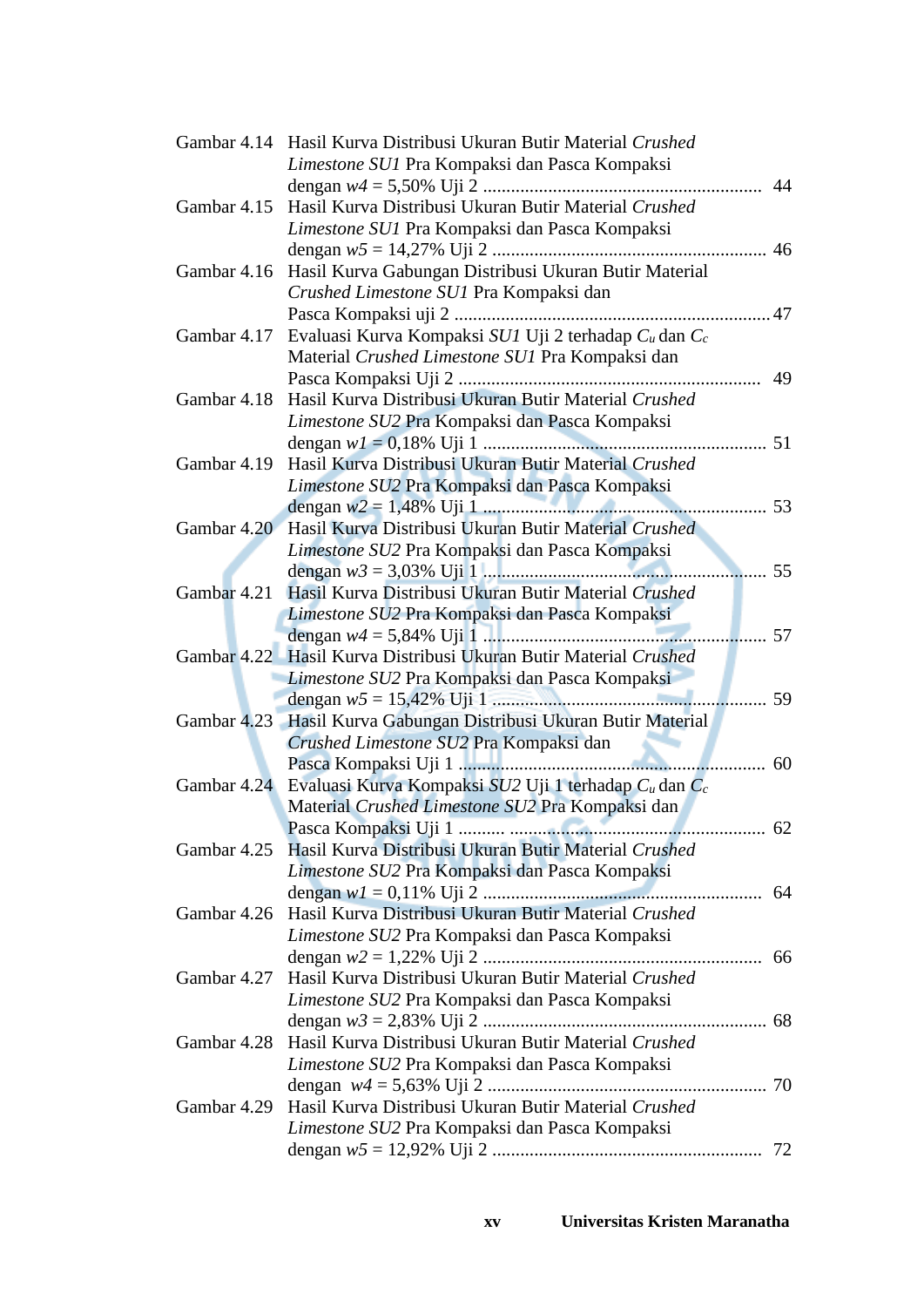Gambar 4.14 Hasil Kurva Distribusi Ukuran Butir Material *Crushed Limestone SU1* Pra Kompaksi dan Pasca Kompaksi dengan $w4$ = 5,50% Uji 2 ............................................................ 44

Gambar 4.15 Hasil Kurva Distribusi Ukuran Butir Material *Crushed Limestone SU1* Pra Kompaksi dan Pasca Kompaksi dengan $w5$ = 14,27% Uji 2 .......................................................... 46

Gambar 4.16 Hasil Kurva Gabungan Distribusi Ukuran Butir Material *Crushed Limestone SU1* Pra Kompaksi dan Pasca Kompaksi uji 2 ................................................................... 47

Gambar 4.17 Evaluasi Kurva Kompaksi *SU1* Uji 2 terhadap $C_u$ dan $C_c$ Material *Crushed Limestone SU1* Pra Kompaksi dan Pasca Kompaksi Uji 2 ................................................................ 49

Gambar 4.18 Hasil Kurva Distribusi Ukuran Butir Material *Crushed Limestone SU2* Pra Kompaksi dan Pasca Kompaksi dengan $w1$ = 0,18% Uji 1 ............................................................ 51

Gambar 4.19 Hasil Kurva Distribusi Ukuran Butir Material *Crushed Limestone SU2* Pra Kompaksi dan Pasca Kompaksi dengan $w2$ = 1,48% Uji 1 ............................................................ 53

Gambar 4.20 Hasil Kurva Distribusi Ukuran Butir Material *Crushed Limestone SU2* Pra Kompaksi dan Pasca Kompaksi dengan $w3$ = 3,03% Uji 1 ............................................................ 55

Gambar 4.21 Hasil Kurva Distribusi Ukuran Butir Material *Crushed Limestone SU2* Pra Kompaksi dan Pasca Kompaksi dengan $w4$ = 5,84% Uji 1 ............................................................ 57

Gambar 4.22 Hasil Kurva Distribusi Ukuran Butir Material *Crushed Limestone SU2* Pra Kompaksi dan Pasca Kompaksi dengan $w5$ = 15,42% Uji 1 .......................................................... 59

Gambar 4.23 Hasil Kurva Gabungan Distribusi Ukuran Butir Material *Crushed Limestone SU2* Pra Kompaksi dan Pasca Kompaksi Uji 1 ................................................................ 60

Gambar 4.24 Evaluasi Kurva Kompaksi *SU2* Uji 1 terhadap $C_u$ dan $C_c$ Material *Crushed Limestone SU2* Pra Kompaksi dan Pasca Kompaksi Uji 1 .......... ...................................................... 62

Gambar 4.25 Hasil Kurva Distribusi Ukuran Butir Material *Crushed Limestone SU2* Pra Kompaksi dan Pasca Kompaksi dengan $w1$ = 0,11% Uji 2 ............................................................ 64

Gambar 4.26 Hasil Kurva Distribusi Ukuran Butir Material *Crushed Limestone SU2* Pra Kompaksi dan Pasca Kompaksi dengan $w2$ = 1,22% Uji 2 ............................................................ 66

Gambar 4.27 Hasil Kurva Distribusi Ukuran Butir Material *Crushed Limestone SU2* Pra Kompaksi dan Pasca Kompaksi dengan $w3$ = 2,83% Uji 2 ............................................................ 68

Gambar 4.28 Hasil Kurva Distribusi Ukuran Butir Material *Crushed Limestone SU2* Pra Kompaksi dan Pasca Kompaksi dengan $w4$ = 5,63% Uji 2 ............................................................ 70

Gambar 4.29 Hasil Kurva Distribusi Ukuran Butir Material *Crushed Limestone SU2* Pra Kompaksi dan Pasca Kompaksi dengan $w5$ = 12,92% Uji 2 .......................................................... 72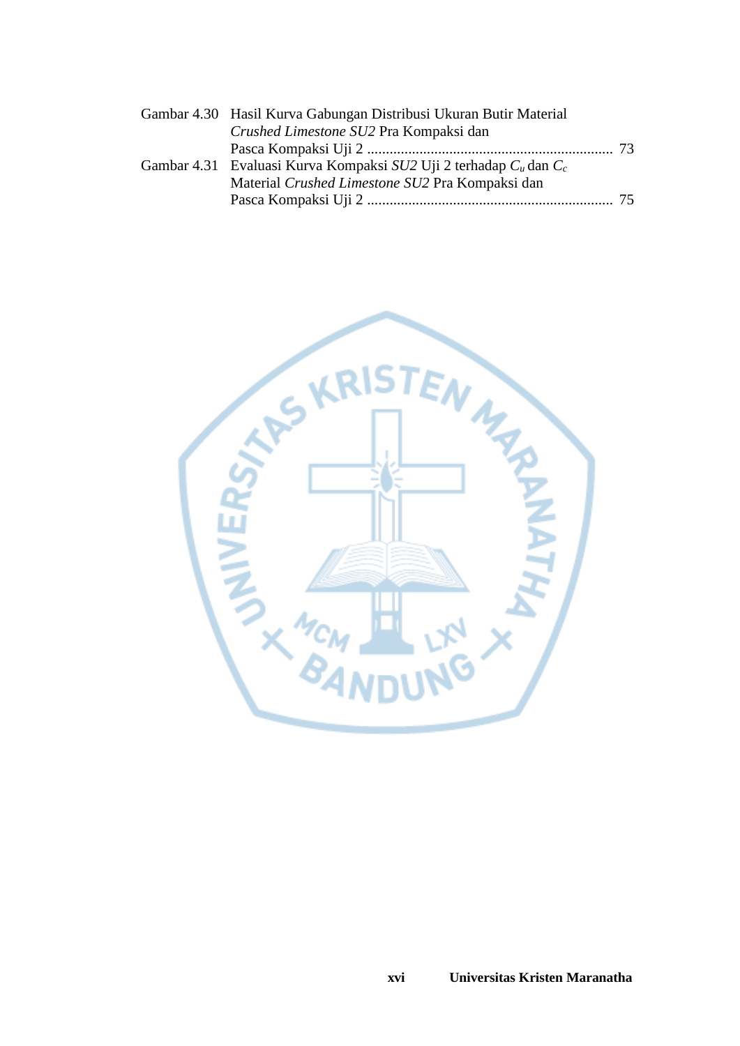Gambar 4.30 Hasil Kurva Gabungan Distribusi Ukuran Butir Material *Crushed Limestone SU2* Pra Kompaksi dan Pasca Kompaksi Uji 2 ........................................................ 73

Gambar 4.31 Evaluasi Kurva Kompaksi *SU2* Uji 2 terhadap $C_u$ dan $C_c$ Material *Crushed Limestone SU2* Pra Kompaksi dan Pasca Kompaksi Uji 2 ........................................................ 75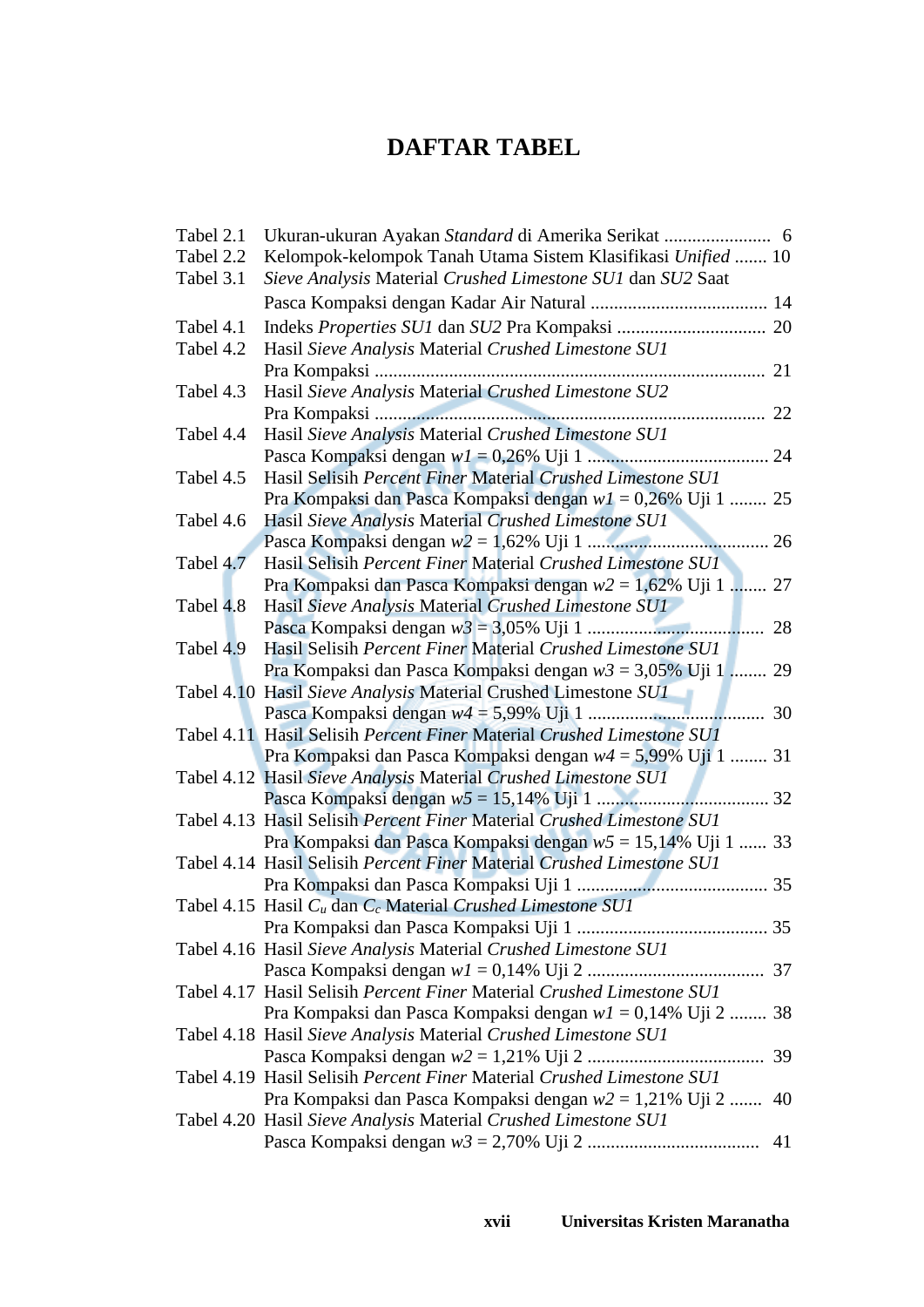# DAFTAR TABEL

Tabel 2.1 Ukuran-ukuran Ayakan *Standard* di Amerika Serikat ....................... 6

Tabel 2.2 Kelompok-kelompok Tanah Utama Sistem Klasifikasi *Unified* ....... 10

Tabel 3.1 *Sieve Analysis* Material *Crushed Limestone SU1* dan *SU2* Saat Pasca Kompaksi dengan Kadar Air Natural ...................................... 14

Tabel 4.1 Indeks *Properties SU1* dan *SU2* Pra Kompaksi ................................ 20

Tabel 4.2 Hasil *Sieve Analysis* Material *Crushed Limestone SU1* Pra Kompaksi ..................................................................................... 21

Tabel 4.3 Hasil *Sieve Analysis* Material *Crushed Limestone SU2* Pra Kompaksi ..................................................................................... 22

Tabel 4.4 Hasil *Sieve Analysis* Material *Crushed Limestone SU1* Pasca Kompaksi dengan $w1$ = 0,26% Uji 1 ...................................... 24

Tabel 4.5 Hasil Selisih *Percent Finer* Material *Crushed Limestone SU1* Pra Kompaksi dan Pasca Kompaksi dengan $w1$ = 0,26% Uji 1 ........ 25

Tabel 4.6 Hasil *Sieve Analysis* Material *Crushed Limestone SU1* Pasca Kompaksi dengan $w2$ = 1,62% Uji 1 ...................................... 26

Tabel 4.7 Hasil Selisih *Percent Finer* Material *Crushed Limestone SU1* Pra Kompaksi dan Pasca Kompaksi dengan $w2$ = 1,62% Uji 1 ........ 27

Tabel 4.8 Hasil *Sieve Analysis* Material *Crushed Limestone SU1* Pasca Kompaksi dengan $w3$ = 3,05% Uji 1 ...................................... 28

Tabel 4.9 Hasil Selisih *Percent Finer* Material *Crushed Limestone SU1* Pra Kompaksi dan Pasca Kompaksi dengan $w3$ = 3,05% Uji 1 ........ 29

Tabel 4.10 Hasil *Sieve Analysis* Material Crushed Limestone *SU1* Pasca Kompaksi dengan $w4$ = 5,99% Uji 1 ...................................... 30

Tabel 4.11 Hasil Selisih *Percent Finer* Material *Crushed Limestone SU1* Pra Kompaksi dan Pasca Kompaksi dengan $w4$ = 5,99% Uji 1 ........ 31

Tabel 4.12 Hasil *Sieve Analysis* Material *Crushed Limestone SU1* Pasca Kompaksi dengan $w5$ = 15,14% Uji 1 .................................... 32

Tabel 4.13 Hasil Selisih *Percent Finer* Material *Crushed Limestone SU1* Pra Kompaksi dan Pasca Kompaksi dengan $w5$ = 15,14% Uji 1 ...... 33

Tabel 4.14 Hasil Selisih *Percent Finer* Material *Crushed Limestone SU1* Pra Kompaksi dan Pasca Kompaksi Uji 1 ......................................... 35

Tabel 4.15 Hasil $C_u$ dan $C_c$ Material *Crushed Limestone SU1* Pra Kompaksi dan Pasca Kompaksi Uji 1 ......................................... 35

Tabel 4.16 Hasil *Sieve Analysis* Material *Crushed Limestone SU1* Pasca Kompaksi dengan $w1$ = 0,14% Uji 2 ...................................... 37

Tabel 4.17 Hasil Selisih *Percent Finer* Material *Crushed Limestone SU1* Pra Kompaksi dan Pasca Kompaksi dengan $w1$ = 0,14% Uji 2 ........ 38

Tabel 4.18 Hasil *Sieve Analysis* Material *Crushed Limestone SU1* Pasca Kompaksi dengan $w2$ = 1,21% Uji 2 ...................................... 39

Tabel 4.19 Hasil Selisih *Percent Finer* Material *Crushed Limestone SU1* Pra Kompaksi dan Pasca Kompaksi dengan $w2$ = 1,21% Uji 2 ....... 40

Tabel 4.20 Hasil *Sieve Analysis* Material *Crushed Limestone SU1* Pasca Kompaksi dengan $w3$ = 2,70% Uji 2 ..................................... 41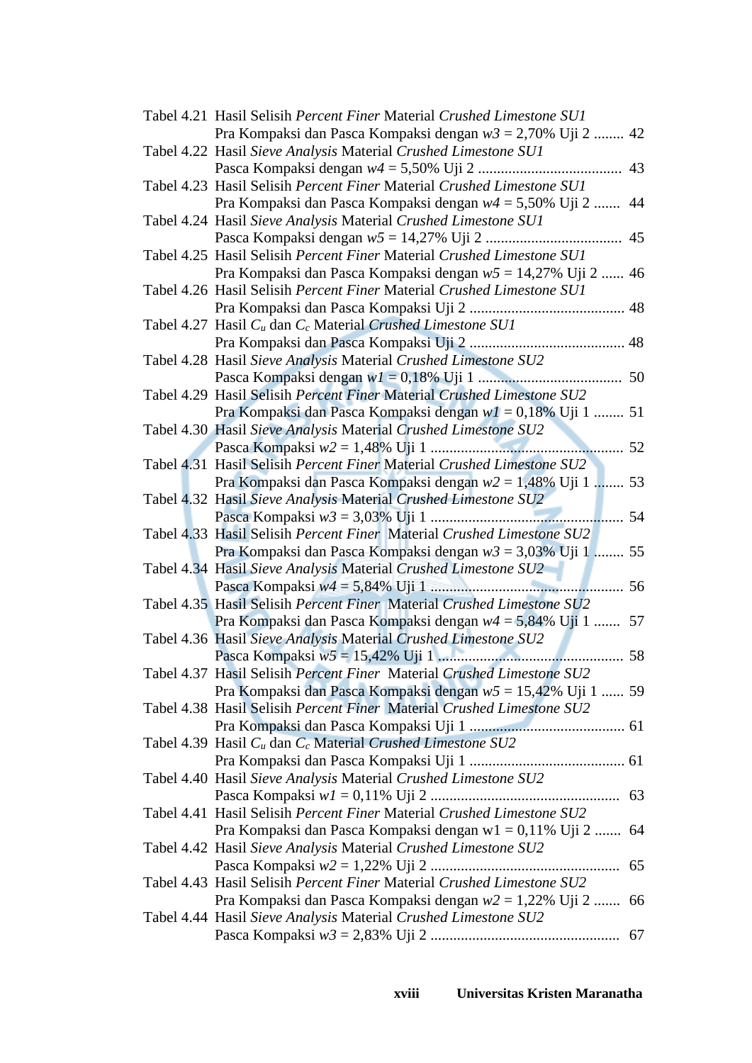Tabel 4.21 Hasil Selisih *Percent Finer* Material *Crushed Limestone SU1* Pra Kompaksi dan Pasca Kompaksi dengan $w3$ = 2,70% Uji 2 ........ 42

Tabel 4.22 Hasil *Sieve Analysis* Material *Crushed Limestone SU1* Pasca Kompaksi dengan $w4$ = 5,50% Uji 2 ...................................... 43

Tabel 4.23 Hasil Selisih *Percent Finer* Material *Crushed Limestone SU1* Pra Kompaksi dan Pasca Kompaksi dengan $w4$ = 5,50% Uji 2 ....... 44

Tabel 4.24 Hasil *Sieve Analysis* Material *Crushed Limestone SU1* Pasca Kompaksi dengan $w5$ = 14,27% Uji 2 .................................... 45

Tabel 4.25 Hasil Selisih *Percent Finer* Material *Crushed Limestone SU1* Pra Kompaksi dan Pasca Kompaksi dengan $w5$ = 14,27% Uji 2 ...... 46

Tabel 4.26 Hasil Selisih *Percent Finer* Material *Crushed Limestone SU1* Pra Kompaksi dan Pasca Kompaksi Uji 2 ......................................... 48

Tabel 4.27 Hasil $C_u$ dan $C_c$ Material *Crushed Limestone SU1* Pra Kompaksi dan Pasca Kompaksi Uji 2 ......................................... 48

Tabel 4.28 Hasil *Sieve Analysis* Material *Crushed Limestone SU2* Pasca Kompaksi dengan $w1$ = 0,18% Uji 1 ...................................... 50

Tabel 4.29 Hasil Selisih *Percent Finer* Material *Crushed Limestone SU2* Pra Kompaksi dan Pasca Kompaksi dengan $w1$ = 0,18% Uji 1 ........ 51

Tabel 4.30 Hasil *Sieve Analysis* Material *Crushed Limestone SU2* Pasca Kompaksi $w2$ = 1,48% Uji 1 .................................................. 52

Tabel 4.31 Hasil Selisih *Percent Finer* Material *Crushed Limestone SU2* Pra Kompaksi dan Pasca Kompaksi dengan $w2$ = 1,48% Uji 1 ........ 53

Tabel 4.32 Hasil *Sieve Analysis* Material *Crushed Limestone SU2* Pasca Kompaksi $w3$ = 3,03% Uji 1 .................................................. 54

Tabel 4.33 Hasil Selisih *Percent Finer* Material *Crushed Limestone SU2* Pra Kompaksi dan Pasca Kompaksi dengan $w3$ = 3,03% Uji 1 ........ 55

Tabel 4.34 Hasil *Sieve Analysis* Material *Crushed Limestone SU2* Pasca Kompaksi $w4$ = 5,84% Uji 1 .................................................. 56

Tabel 4.35 Hasil Selisih *Percent Finer* Material *Crushed Limestone SU2* Pra Kompaksi dan Pasca Kompaksi dengan $w4$ = 5,84% Uji 1 ....... 57

Tabel 4.36 Hasil *Sieve Analysis* Material *Crushed Limestone SU2* Pasca Kompaksi $w5$ = 15,42% Uji 1 ................................................ 58

Tabel 4.37 Hasil Selisih *Percent Finer* Material *Crushed Limestone SU2* Pra Kompaksi dan Pasca Kompaksi dengan $w5$ = 15,42% Uji 1 ...... 59

Tabel 4.38 Hasil Selisih *Percent Finer* Material *Crushed Limestone SU2* Pra Kompaksi dan Pasca Kompaksi Uji 1 ......................................... 61

Tabel 4.39 Hasil $C_u$ dan $C_c$ Material *Crushed Limestone SU2* Pra Kompaksi dan Pasca Kompaksi Uji 1 ......................................... 61

Tabel 4.40 Hasil *Sieve Analysis* Material *Crushed Limestone SU2* Pasca Kompaksi $w1$ = 0,11% Uji 2 ................................................. 63

Tabel 4.41 Hasil Selisih *Percent Finer* Material *Crushed Limestone SU2* Pra Kompaksi dan Pasca Kompaksi dengan w1 = 0,11% Uji 2 ....... 64

Tabel 4.42 Hasil *Sieve Analysis* Material *Crushed Limestone SU2* Pasca Kompaksi $w2$ = 1,22% Uji 2 ................................................. 65

Tabel 4.43 Hasil Selisih *Percent Finer* Material *Crushed Limestone SU2* Pra Kompaksi dan Pasca Kompaksi dengan $w2$ = 1,22% Uji 2 ....... 66

Tabel 4.44 Hasil *Sieve Analysis* Material *Crushed Limestone SU2* Pasca Kompaksi $w3$ = 2,83% Uji 2 ................................................. 67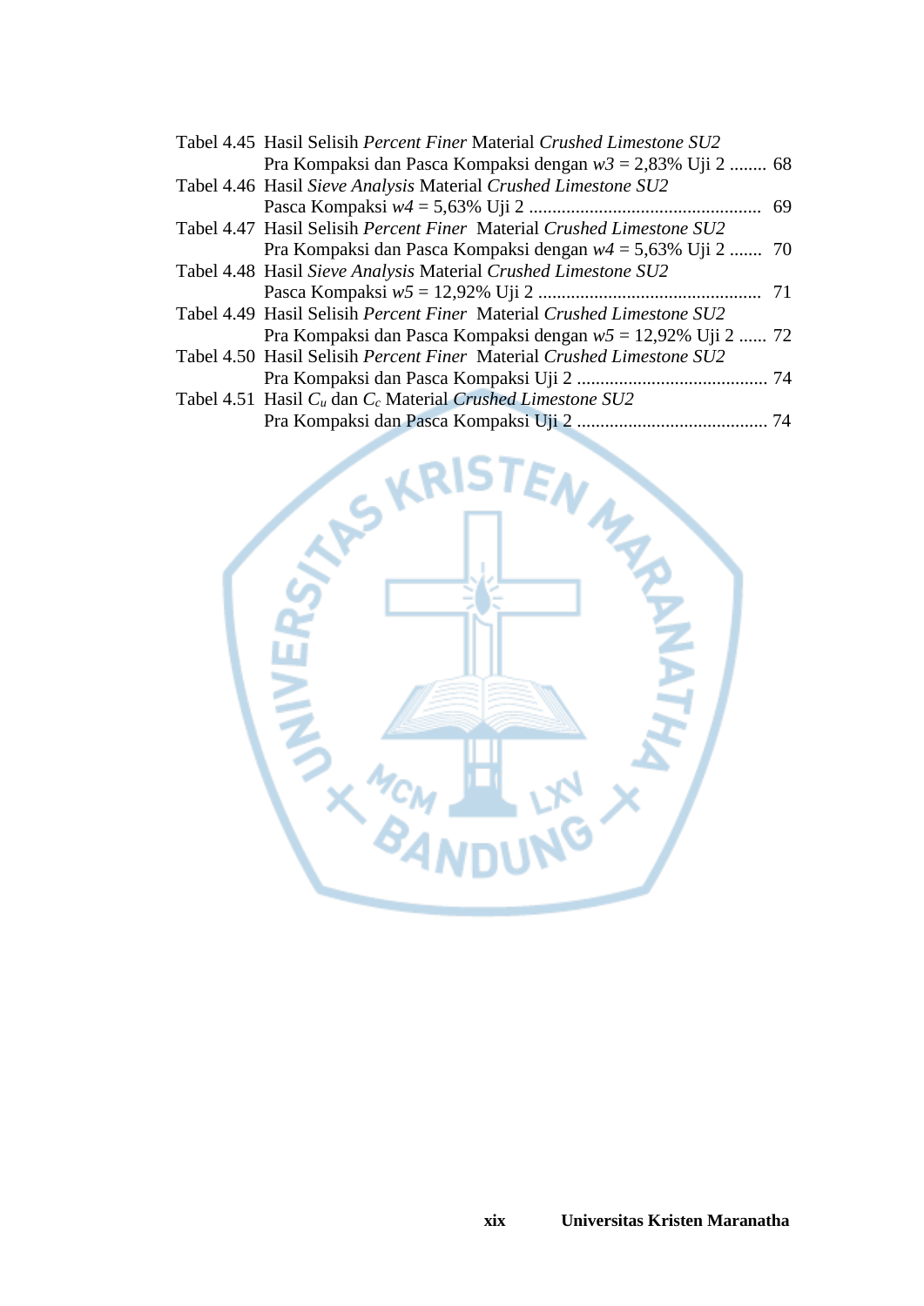Tabel 4.45 Hasil Selisih *Percent Finer* Material *Crushed Limestone SU2* Pra Kompaksi dan Pasca Kompaksi dengan *w3* = 2,83% Uji 2 ........ 68

Tabel 4.46 Hasil *Sieve Analysis* Material *Crushed Limestone SU2* Pasca Kompaksi *w4* = 5,63% Uji 2 ................................................. 69

Tabel 4.47 Hasil Selisih *Percent Finer* Material *Crushed Limestone SU2* Pra Kompaksi dan Pasca Kompaksi dengan *w4* = 5,63% Uji 2 ....... 70

Tabel 4.48 Hasil *Sieve Analysis* Material *Crushed Limestone SU2* Pasca Kompaksi *w5* = 12,92% Uji 2 ............................................... 71

Tabel 4.49 Hasil Selisih *Percent Finer* Material *Crushed Limestone SU2* Pra Kompaksi dan Pasca Kompaksi dengan *w5* = 12,92% Uji 2 ...... 72

Tabel 4.50 Hasil Selisih *Percent Finer* Material *Crushed Limestone SU2* Pra Kompaksi dan Pasca Kompaksi Uji 2 ......................................... 74

Tabel 4.51 Hasil $C_u$ dan $C_c$ Material *Crushed Limestone SU2* Pra Kompaksi dan Pasca Kompaksi Uji 2 ......................................... 74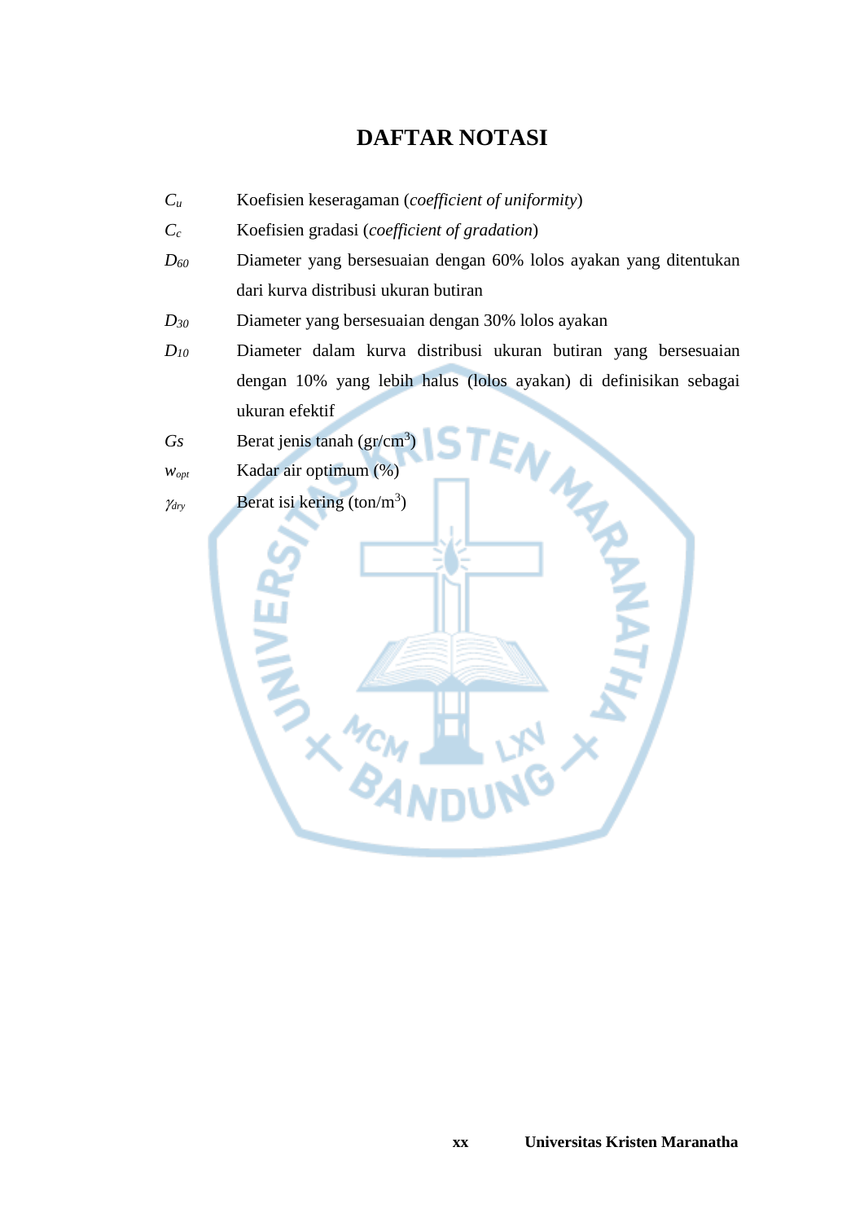# DAFTAR NOTASI

| | |
|---|---|
| $C_u$ | Koefisien keseragaman (*coefficient of uniformity*) |
| $C_c$ | Koefisien gradasi (*coefficient of gradation*) |
| $D_{60}$ | Diameter yang bersesuaian dengan 60% lolos ayakan yang ditentukan dari kurva distribusi ukuran butiran |
| $D_{30}$ | Diameter yang bersesuaian dengan 30% lolos ayakan |
| $D_{10}$ | Diameter dalam kurva distribusi ukuran butiran yang bersesuaian dengan 10% yang lebih halus (lolos ayakan) di definisikan sebagai ukuran efektif |
| $Gs$ | Berat jenis tanah (gr/cm$^3$) |
| $w_{opt}$ | Kadar air optimum (%) |
| $\gamma_{dry}$ | Berat isi kering (ton/m$^3$) |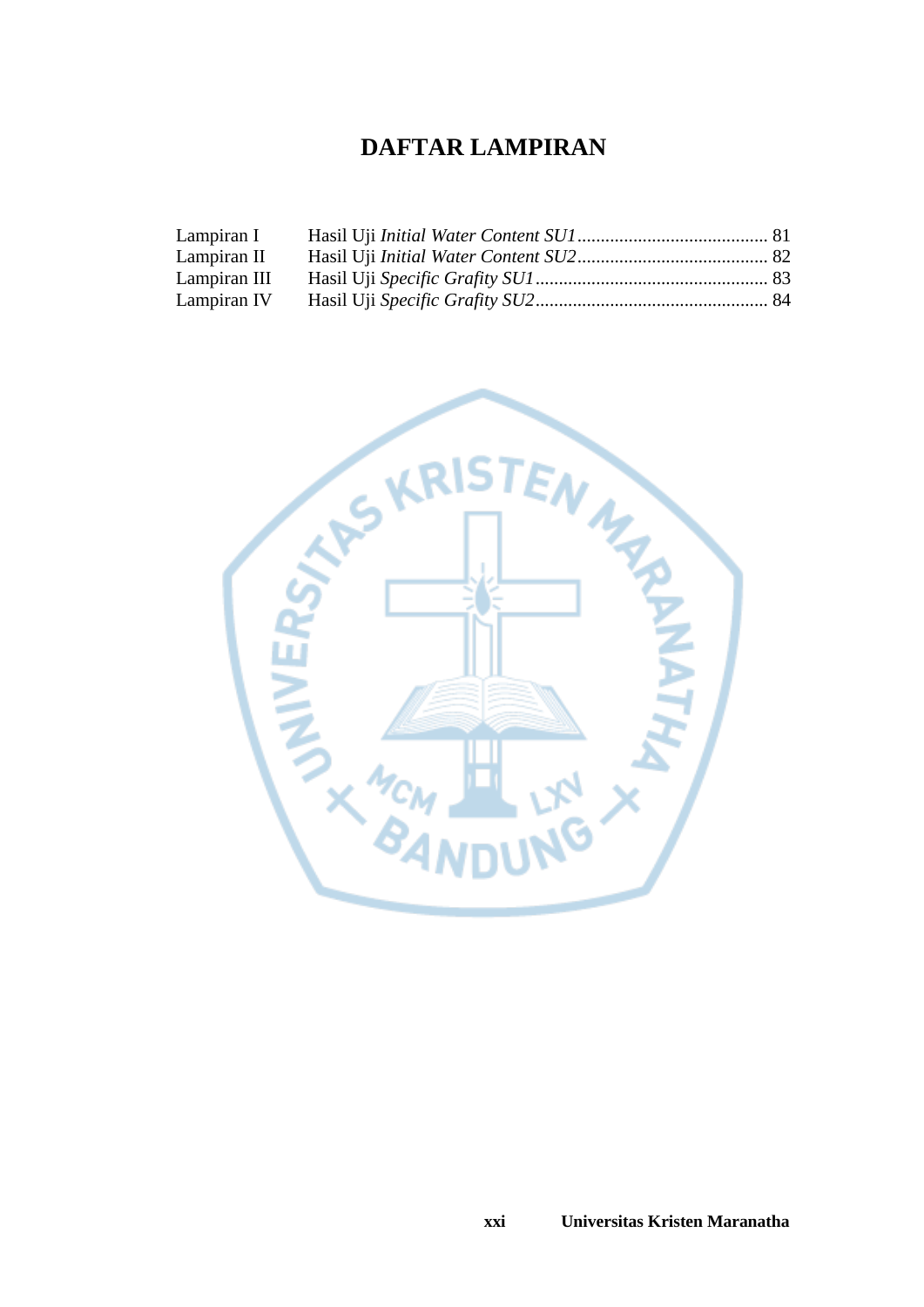# DAFTAR LAMPIRAN

| | | |
|---|---|---|
| Lampiran I | Hasil Uji *Initial Water Content SU1* | 81 |
| Lampiran II | Hasil Uji *Initial Water Content SU2* | 82 |
| Lampiran III | Hasil Uji *Specific Grafity SU1* | 83 |
| Lampiran IV | Hasil Uji *Specific Grafity SU2* | 84 |